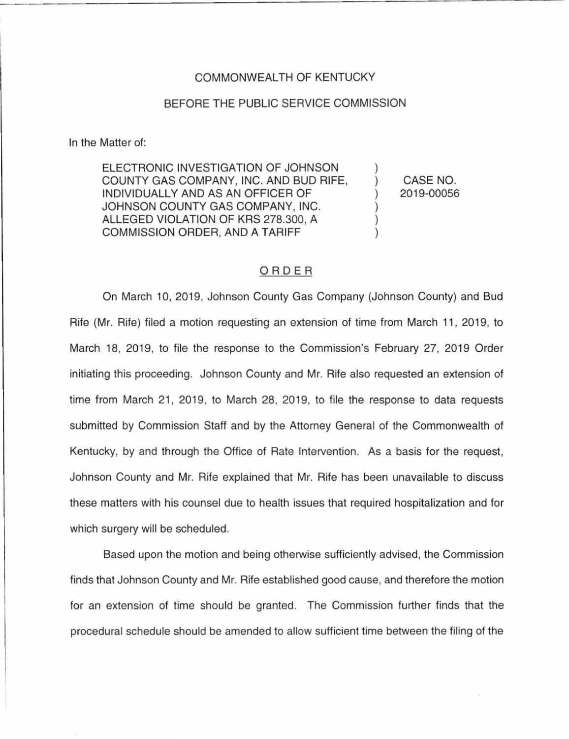COMMONWEALTH OF KENTUCKY

BEFORE THE PUBLIC SERVICE COMMISSION

In the Matter of:

| | | |
|---|---|---|
| ELECTRONIC INVESTIGATION OF JOHNSON COUNTY GAS COMPANY, INC. AND BUD RIFE, INDIVIDUALLY AND AS AN OFFICER OF JOHNSON COUNTY GAS COMPANY, INC. ALLEGED VIOLATION OF KRS 278.300, A COMMISSION ORDER, AND A TARIFF | ) | CASE NO. 2019-00056 |

## ORDER

On March 10, 2019, Johnson County Gas Company (Johnson County) and Bud Rife (Mr. Rife) filed a motion requesting an extension of time from March 11, 2019, to March 18, 2019, to file the response to the Commission's February 27, 2019 Order initiating this proceeding. Johnson County and Mr. Rife also requested an extension of time from March 21, 2019, to March 28, 2019, to file the response to data requests submitted by Commission Staff and by the Attorney General of the Commonwealth of Kentucky, by and through the Office of Rate Intervention. As a basis for the request, Johnson County and Mr. Rife explained that Mr. Rife has been unavailable to discuss these matters with his counsel due to health issues that required hospitalization and for which surgery will be scheduled.

Based upon the motion and being otherwise sufficiently advised, the Commission finds that Johnson County and Mr. Rife established good cause, and therefore the motion for an extension of time should be granted. The Commission further finds that the procedural schedule should be amended to allow sufficient time between the filing of the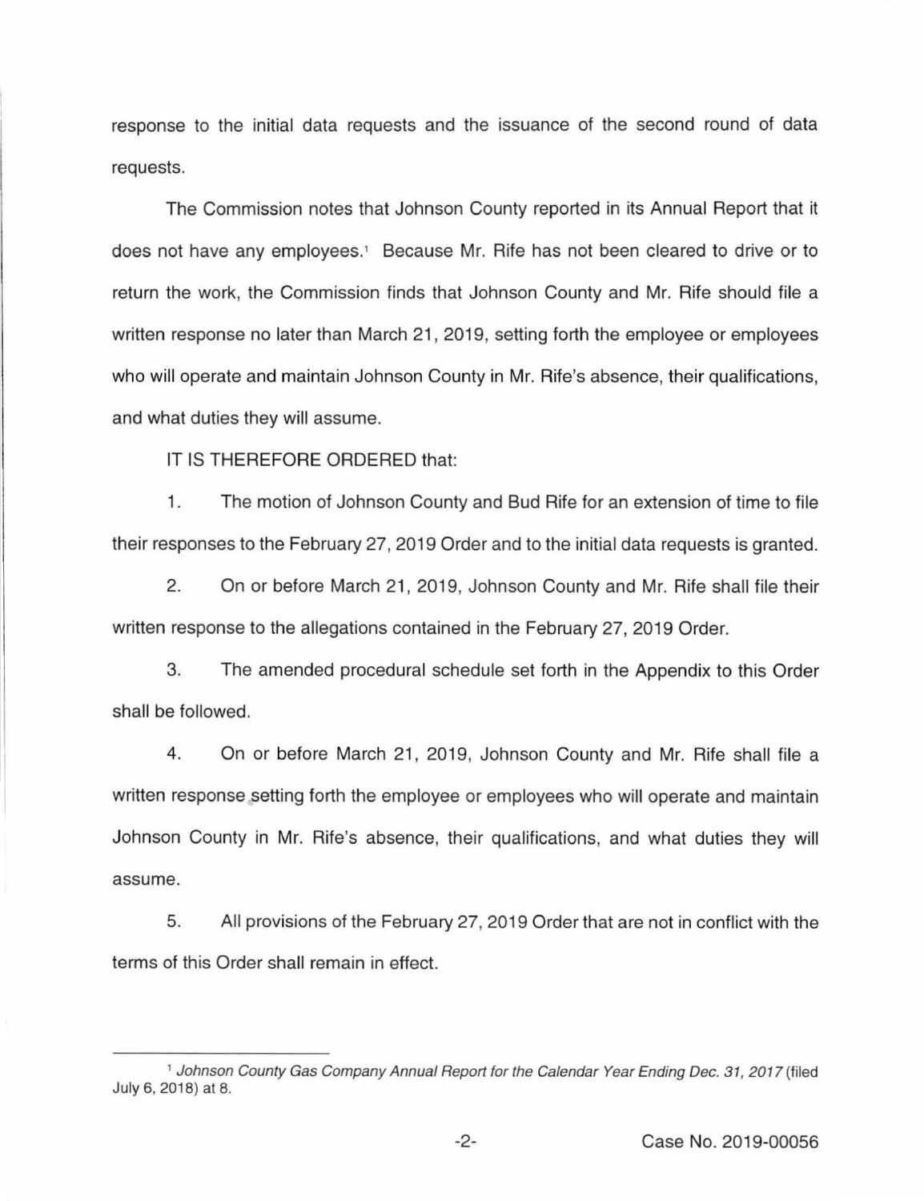response to the initial data requests and the issuance of the second round of data requests.

The Commission notes that Johnson County reported in its Annual Report that it does not have any employees.[1] Because Mr. Rife has not been cleared to drive or to return the work, the Commission finds that Johnson County and Mr. Rife should file a written response no later than March 21, 2019, setting forth the employee or employees who will operate and maintain Johnson County in Mr. Rife's absence, their qualifications, and what duties they will assume.

IT IS THEREFORE ORDERED that:

1. The motion of Johnson County and Bud Rife for an extension of time to file their responses to the February 27, 2019 Order and to the initial data requests is granted.

2. On or before March 21, 2019, Johnson County and Mr. Rife shall file their written response to the allegations contained in the February 27, 2019 Order.

3. The amended procedural schedule set forth in the Appendix to this Order shall be followed.

4. On or before March 21, 2019, Johnson County and Mr. Rife shall file a written response setting forth the employee or employees who will operate and maintain Johnson County in Mr. Rife's absence, their qualifications, and what duties they will assume.

5. All provisions of the February 27, 2019 Order that are not in conflict with the terms of this Order shall remain in effect.

---

[1] *Johnson County Gas Company Annual Report for the Calendar Year Ending Dec. 31, 2017* (filed July 6, 2018) at 8.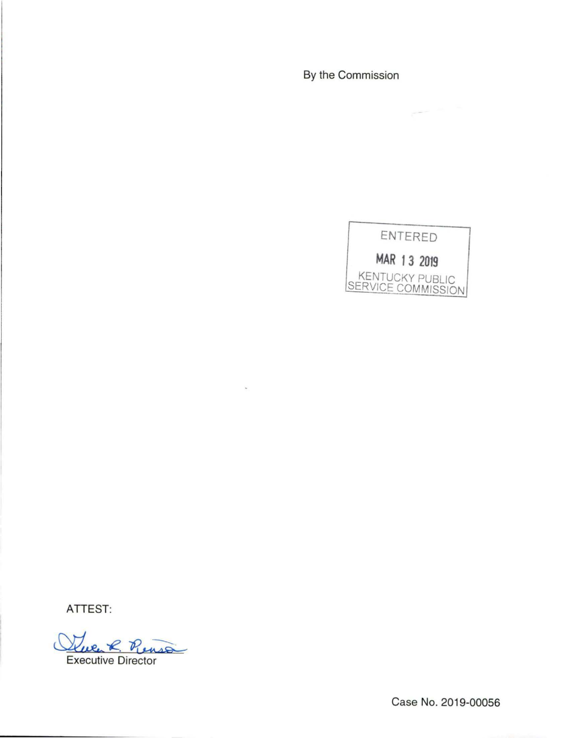By the Commission

ENTERED

MAR 13 2019

KENTUCKY PUBLIC SERVICE COMMISSION

ATTEST:

Executive Director

Case No. 2019-00056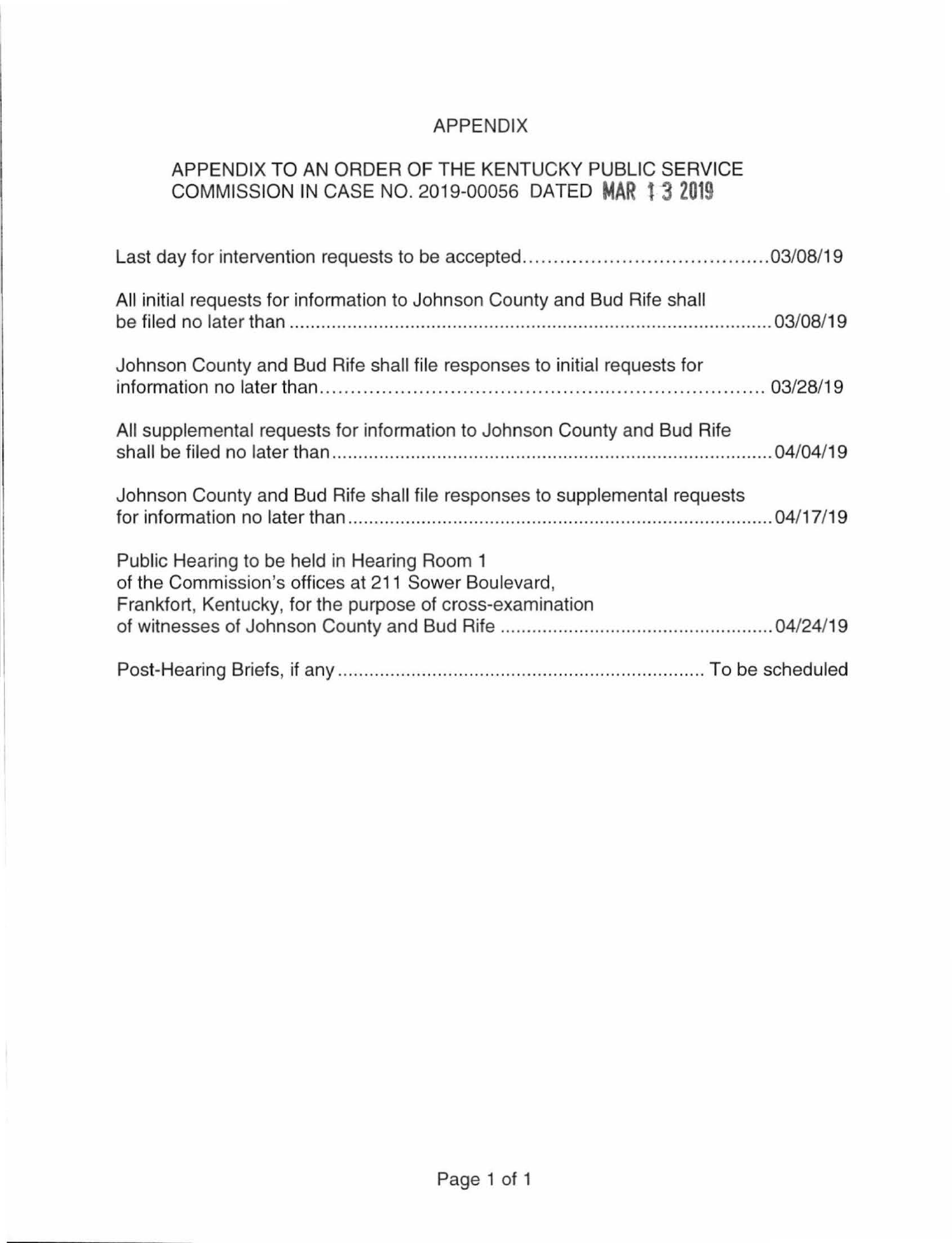# APPENDIX

## APPENDIX TO AN ORDER OF THE KENTUCKY PUBLIC SERVICE COMMISSION IN CASE NO. 2019-00056 DATED MAR 13 2019

Last day for intervention requests to be accepted........................................03/08/19

All initial requests for information to Johnson County and Bud Rife shall be filed no later than ..........................................................................................03/08/19

Johnson County and Bud Rife shall file responses to initial requests for information no later than.......................................................................... 03/28/19

All supplemental requests for information to Johnson County and Bud Rife shall be filed no later than....................................................................................04/04/19

Johnson County and Bud Rife shall file responses to supplemental requests for information no later than.................................................................................04/17/19

Public Hearing to be held in Hearing Room 1 of the Commission's offices at 211 Sower Boulevard, Frankfort, Kentucky, for the purpose of cross-examination of witnesses of Johnson County and Bud Rife ....................................................04/24/19

Post-Hearing Briefs, if any..................................................................... To be scheduled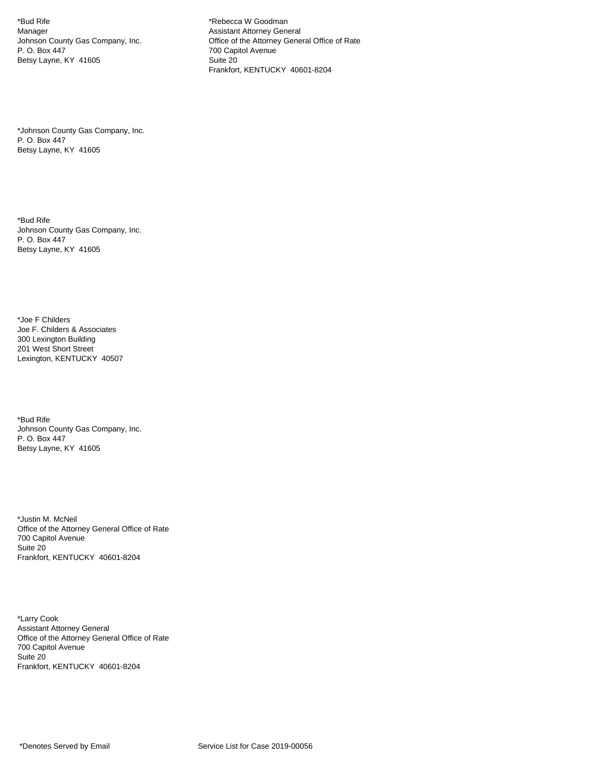*Bud Rife
Manager
Johnson County Gas Company, Inc.
P. O. Box 447
Betsy Layne, KY  41605

*Rebecca W Goodman
Assistant Attorney General
Office of the Attorney General Office of Rate
700 Capitol Avenue
Suite 20
Frankfort, KENTUCKY  40601-8204

*Johnson County Gas Company, Inc.
P. O. Box 447
Betsy Layne, KY  41605

*Bud Rife
Johnson County Gas Company, Inc.
P. O. Box 447
Betsy Layne, KY  41605

*Joe F Childers
Joe F. Childers & Associates
300 Lexington Building
201 West Short Street
Lexington, KENTUCKY  40507

*Bud Rife
Johnson County Gas Company, Inc.
P. O. Box 447
Betsy Layne, KY  41605

*Justin M. McNeil
Office of the Attorney General Office of Rate
700 Capitol Avenue
Suite 20
Frankfort, KENTUCKY  40601-8204

*Larry Cook
Assistant Attorney General
Office of the Attorney General Office of Rate
700 Capitol Avenue
Suite 20
Frankfort, KENTUCKY  40601-8204

*Denotes Served by Email

Service List for Case 2019-00056